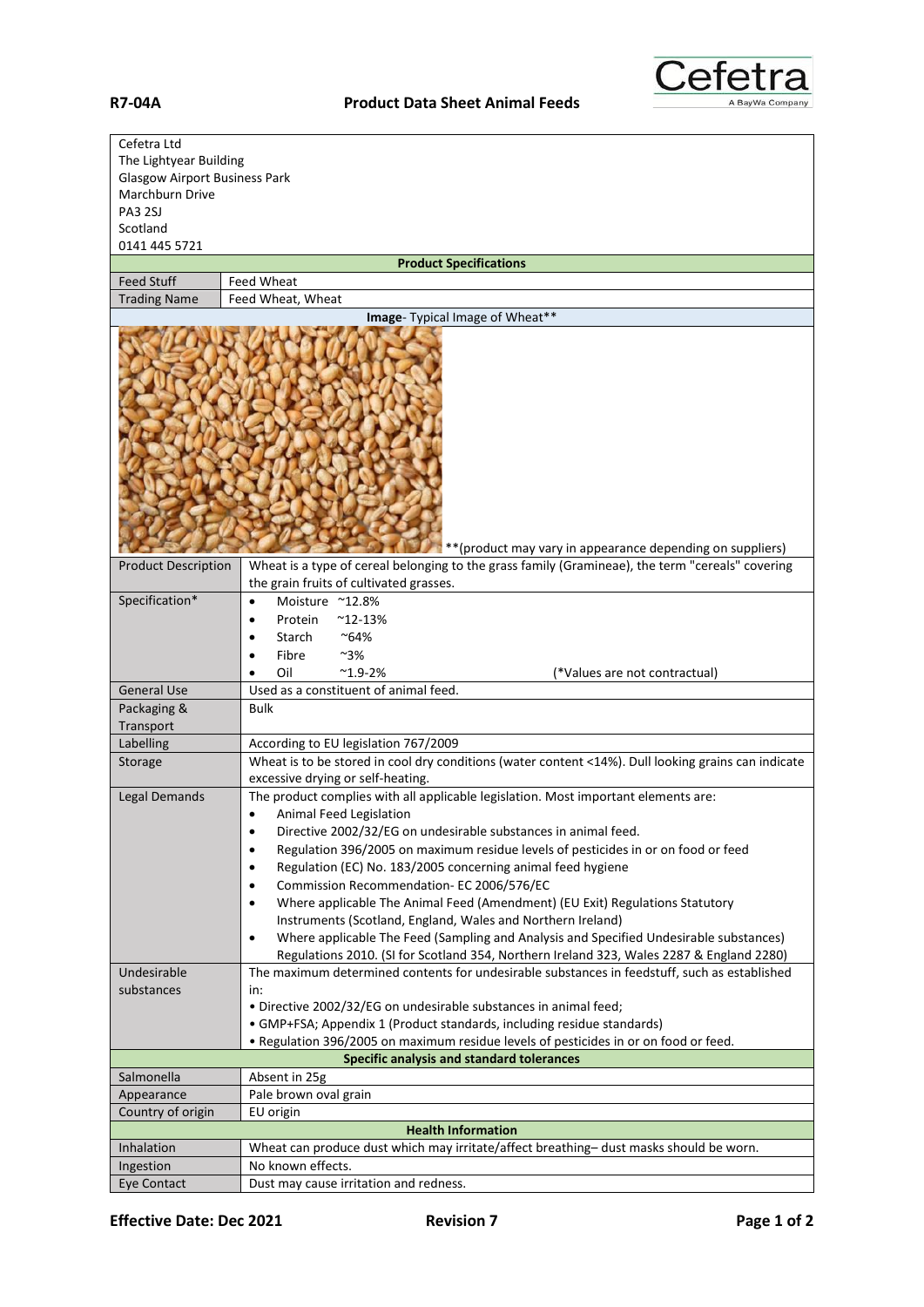**R7-04A** **Product Data Sheet Animal Feeds**

Cefetra
A BayWa Company

Cefetra Ltd
The Lightyear Building
Glasgow Airport Business Park
Marchburn Drive
PA3 2SJ
Scotland
0141 445 5721

| **Product Specifications** | |
|---|---|
| Feed Stuff | Feed Wheat |
| Trading Name | Feed Wheat, Wheat |
| **Image**- Typical Image of Wheat** | |
| | **(product may vary in appearance depending on suppliers) |
| Product Description | Wheat is a type of cereal belonging to the grass family (Gramineae), the term "cereals" covering the grain fruits of cultivated grasses. |
| Specification* | • Moisture ~12.8%<br>• Protein ~12-13%<br>• Starch ~64%<br>• Fibre ~3%<br>• Oil ~1.9-2% (*Values are not contractual) |
| General Use | Used as a constituent of animal feed. |
| Packaging & Transport | Bulk |
| Labelling | According to EU legislation 767/2009 |
| Storage | Wheat is to be stored in cool dry conditions (water content <14%). Dull looking grains can indicate excessive drying or self-heating. |
| Legal Demands | The product complies with all applicable legislation. Most important elements are:<br>• Animal Feed Legislation<br>• Directive 2002/32/EG on undesirable substances in animal feed.<br>• Regulation 396/2005 on maximum residue levels of pesticides in or on food or feed<br>• Regulation (EC) No. 183/2005 concerning animal feed hygiene<br>• Commission Recommendation- EC 2006/576/EC<br>• Where applicable The Animal Feed (Amendment) (EU Exit) Regulations Statutory Instruments (Scotland, England, Wales and Northern Ireland)<br>• Where applicable The Feed (Sampling and Analysis and Specified Undesirable substances) Regulations 2010. (SI for Scotland 354, Northern Ireland 323, Wales 2287 & England 2280) |
| Undesirable substances | The maximum determined contents for undesirable substances in feedstuff, such as established in:<br>• Directive 2002/32/EG on undesirable substances in animal feed;<br>• GMP+FSA; Appendix 1 (Product standards, including residue standards)<br>• Regulation 396/2005 on maximum residue levels of pesticides in or on food or feed. |
| **Specific analysis and standard tolerances** | |
| Salmonella | Absent in 25g |
| Appearance | Pale brown oval grain |
| Country of origin | EU origin |
| **Health Information** | |
| Inhalation | Wheat can produce dust which may irritate/affect breathing– dust masks should be worn. |
| Ingestion | No known effects. |
| Eye Contact | Dust may cause irritation and redness. |

**Effective Date: Dec 2021** **Revision 7**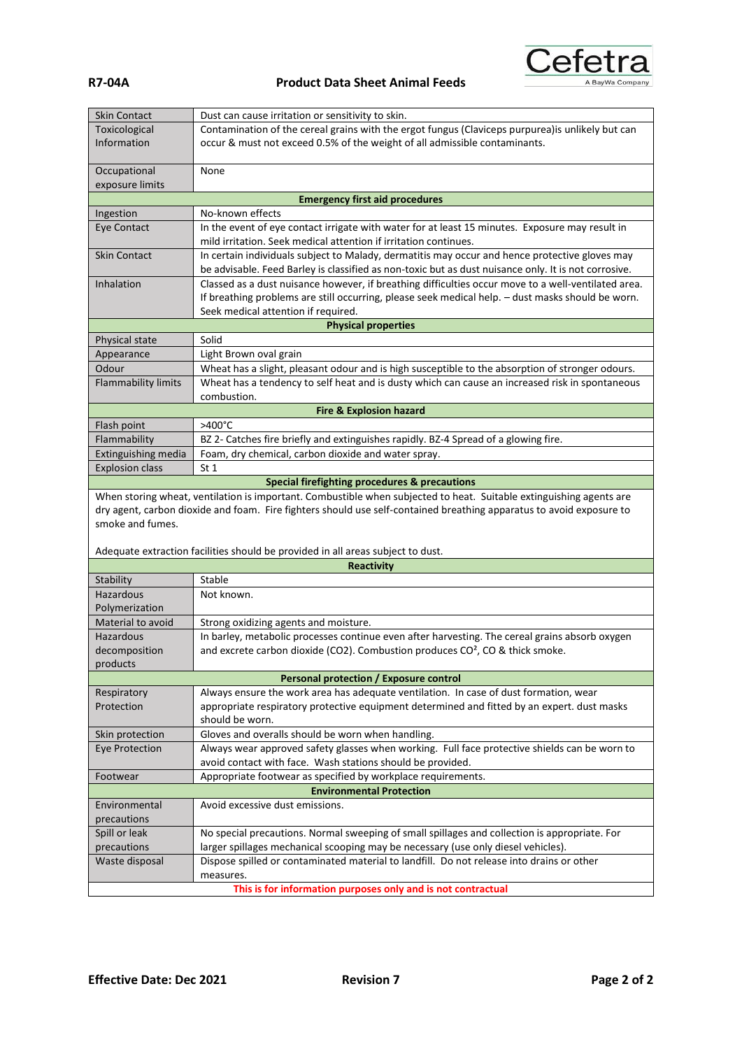| | |
|---|---|
| Skin Contact | Dust can cause irritation or sensitivity to skin. |
| Toxicological Information | Contamination of the cereal grains with the ergot fungus (Claviceps purpurea)is unlikely but can occur & must not exceed 0.5% of the weight of all admissible contaminants. |
| Occupational exposure limits | None |
| **Emergency first aid procedures** | |
| Ingestion | No-known effects |
| Eye Contact | In the event of eye contact irrigate with water for at least 15 minutes. Exposure may result in mild irritation. Seek medical attention if irritation continues. |
| Skin Contact | In certain individuals subject to Malady, dermatitis may occur and hence protective gloves may be advisable. Feed Barley is classified as non-toxic but as dust nuisance only. It is not corrosive. |
| Inhalation | Classed as a dust nuisance however, if breathing difficulties occur move to a well-ventilated area. If breathing problems are still occurring, please seek medical help. – dust masks should be worn. Seek medical attention if required. |
| **Physical properties** | |
| Physical state | Solid |
| Appearance | Light Brown oval grain |
| Odour | Wheat has a slight, pleasant odour and is high susceptible to the absorption of stronger odours. |
| Flammability limits | Wheat has a tendency to self heat and is dusty which can cause an increased risk in spontaneous combustion. |
| **Fire & Explosion hazard** | |
| Flash point | >400°C |
| Flammability | BZ 2- Catches fire briefly and extinguishes rapidly. BZ-4 Spread of a glowing fire. |
| Extinguishing media | Foam, dry chemical, carbon dioxide and water spray. |
| Explosion class | St 1 |
| **Special firefighting procedures & precautions** | |
| When storing wheat, ventilation is important. Combustible when subjected to heat. Suitable extinguishing agents are dry agent, carbon dioxide and foam. Fire fighters should use self-contained breathing apparatus to avoid exposure to smoke and fumes.<br><br>Adequate extraction facilities should be provided in all areas subject to dust. | |
| **Reactivity** | |
| Stability | Stable |
| Hazardous Polymerization | Not known. |
| Material to avoid | Strong oxidizing agents and moisture. |
| Hazardous decomposition products | In barley, metabolic processes continue even after harvesting. The cereal grains absorb oxygen and excrete carbon dioxide ($CO_2$). Combustion produces $CO^2$, CO & thick smoke. |
| **Personal protection / Exposure control** | |
| Respiratory Protection | Always ensure the work area has adequate ventilation. In case of dust formation, wear appropriate respiratory protective equipment determined and fitted by an expert. dust masks should be worn. |
| Skin protection | Gloves and overalls should be worn when handling. |
| Eye Protection | Always wear approved safety glasses when working. Full face protective shields can be worn to avoid contact with face. Wash stations should be provided. |
| Footwear | Appropriate footwear as specified by workplace requirements. |
| **Environmental Protection** | |
| Environmental precautions | Avoid excessive dust emissions. |
| Spill or leak precautions | No special precautions. Normal sweeping of small spillages and collection is appropriate. For larger spillages mechanical scooping may be necessary (use only diesel vehicles). |
| Waste disposal | Dispose spilled or contaminated material to landfill. Do not release into drains or other measures. |
| **This is for information purposes only and is not contractual** | |

**Effective Date: Dec 2021** **Revision 7**